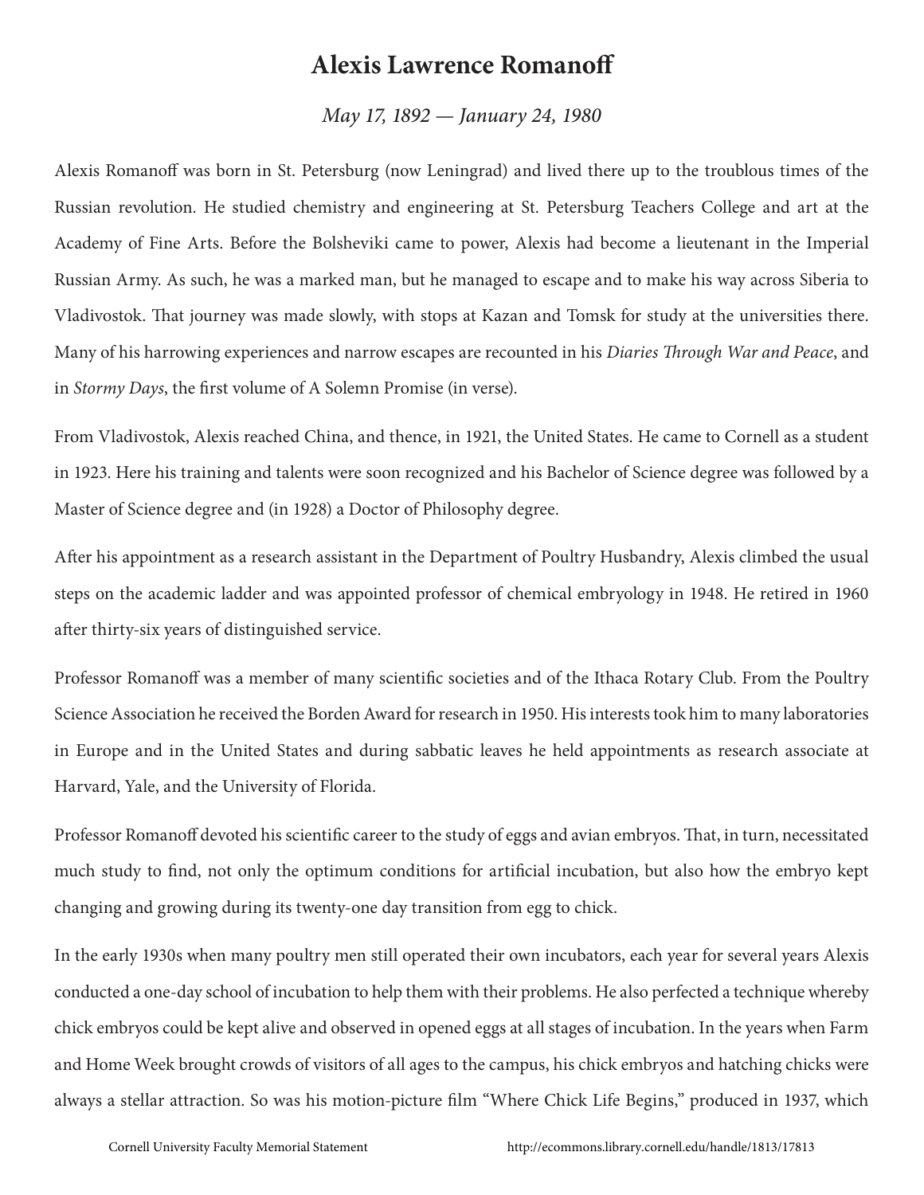# Alexis Lawrence Romanoff

*May 17, 1892 — January 24, 1980*

Alexis Romanoff was born in St. Petersburg (now Leningrad) and lived there up to the troublous times of the Russian revolution. He studied chemistry and engineering at St. Petersburg Teachers College and art at the Academy of Fine Arts. Before the Bolsheviki came to power, Alexis had become a lieutenant in the Imperial Russian Army. As such, he was a marked man, but he managed to escape and to make his way across Siberia to Vladivostok. That journey was made slowly, with stops at Kazan and Tomsk for study at the universities there. Many of his harrowing experiences and narrow escapes are recounted in his *Diaries Through War and Peace*, and in *Stormy Days*, the first volume of A Solemn Promise (in verse).

From Vladivostok, Alexis reached China, and thence, in 1921, the United States. He came to Cornell as a student in 1923. Here his training and talents were soon recognized and his Bachelor of Science degree was followed by a Master of Science degree and (in 1928) a Doctor of Philosophy degree.

After his appointment as a research assistant in the Department of Poultry Husbandry, Alexis climbed the usual steps on the academic ladder and was appointed professor of chemical embryology in 1948. He retired in 1960 after thirty-six years of distinguished service.

Professor Romanoff was a member of many scientific societies and of the Ithaca Rotary Club. From the Poultry Science Association he received the Borden Award for research in 1950. His interests took him to many laboratories in Europe and in the United States and during sabbatic leaves he held appointments as research associate at Harvard, Yale, and the University of Florida.

Professor Romanoff devoted his scientific career to the study of eggs and avian embryos. That, in turn, necessitated much study to find, not only the optimum conditions for artificial incubation, but also how the embryo kept changing and growing during its twenty-one day transition from egg to chick.

In the early 1930s when many poultry men still operated their own incubators, each year for several years Alexis conducted a one-day school of incubation to help them with their problems. He also perfected a technique whereby chick embryos could be kept alive and observed in opened eggs at all stages of incubation. In the years when Farm and Home Week brought crowds of visitors of all ages to the campus, his chick embryos and hatching chicks were always a stellar attraction. So was his motion-picture film "Where Chick Life Begins," produced in 1937, which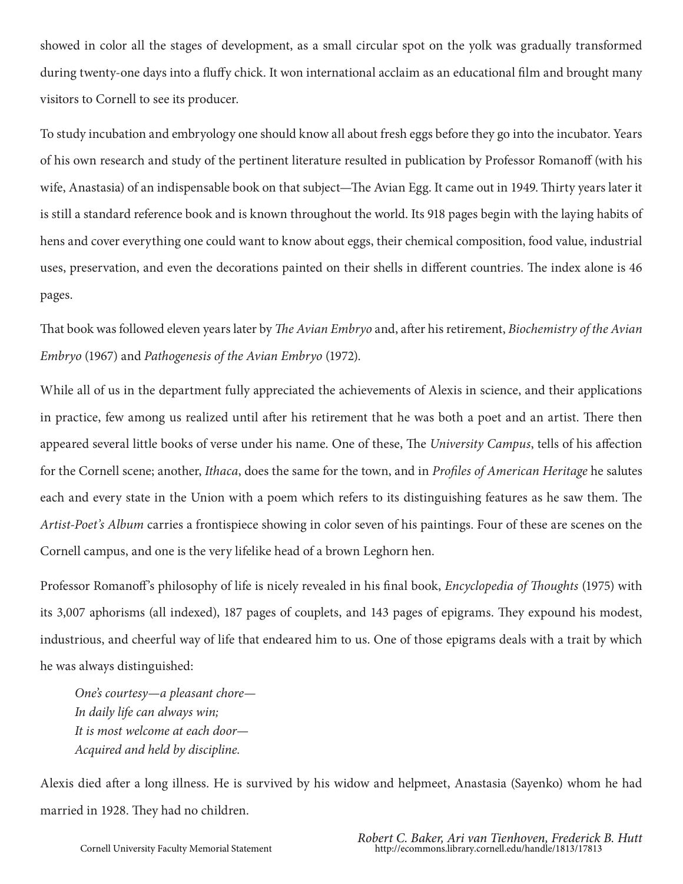showed in color all the stages of development, as a small circular spot on the yolk was gradually transformed during twenty-one days into a fluffy chick. It won international acclaim as an educational film and brought many visitors to Cornell to see its producer.

To study incubation and embryology one should know all about fresh eggs before they go into the incubator. Years of his own research and study of the pertinent literature resulted in publication by Professor Romanoff (with his wife, Anastasia) of an indispensable book on that subject—The Avian Egg. It came out in 1949. Thirty years later it is still a standard reference book and is known throughout the world. Its 918 pages begin with the laying habits of hens and cover everything one could want to know about eggs, their chemical composition, food value, industrial uses, preservation, and even the decorations painted on their shells in different countries. The index alone is 46 pages.

That book was followed eleven years later by *The Avian Embryo* and, after his retirement, *Biochemistry of the Avian Embryo* (1967) and *Pathogenesis of the Avian Embryo* (1972).

While all of us in the department fully appreciated the achievements of Alexis in science, and their applications in practice, few among us realized until after his retirement that he was both a poet and an artist. There then appeared several little books of verse under his name. One of these, The *University Campus*, tells of his affection for the Cornell scene; another, *Ithaca*, does the same for the town, and in *Profiles of American Heritage* he salutes each and every state in the Union with a poem which refers to its distinguishing features as he saw them. The *Artist-Poet's Album* carries a frontispiece showing in color seven of his paintings. Four of these are scenes on the Cornell campus, and one is the very lifelike head of a brown Leghorn hen.

Professor Romanoff's philosophy of life is nicely revealed in his final book, *Encyclopedia of Thoughts* (1975) with its 3,007 aphorisms (all indexed), 187 pages of couplets, and 143 pages of epigrams. They expound his modest, industrious, and cheerful way of life that endeared him to us. One of those epigrams deals with a trait by which he was always distinguished:

> *One's courtesy—a pleasant chore—*
> *In daily life can always win;*
> *It is most welcome at each door—*
> *Acquired and held by discipline.*

Alexis died after a long illness. He is survived by his widow and helpmeet, Anastasia (Sayenko) whom he had married in 1928. They had no children.

*Robert C. Baker, Ari van Tienhoven, Frederick B. Hutt*